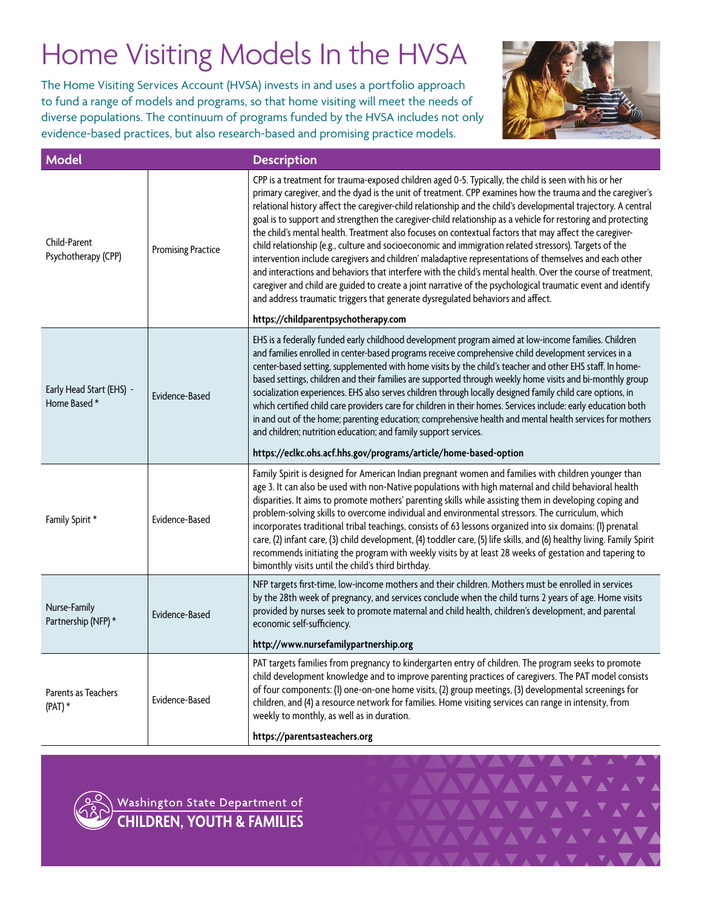# Home Visiting Models In the HVSA

The Home Visiting Services Account (HVSA) invests in and uses a portfolio approach to fund a range of models and programs, so that home visiting will meet the needs of diverse populations. The continuum of programs funded by the HVSA includes not only evidence-based practices, but also research-based and promising practice models.

| Model | | Description |
|---|---|---|
| Child-Parent Psychotherapy (CPP) | Promising Practice | CPP is a treatment for trauma-exposed children aged 0-5. Typically, the child is seen with his or her primary caregiver, and the dyad is the unit of treatment. CPP examines how the trauma and the caregiver's relational history affect the caregiver-child relationship and the child's developmental trajectory. A central goal is to support and strengthen the caregiver-child relationship as a vehicle for restoring and protecting the child's mental health. Treatment also focuses on contextual factors that may affect the caregiver-child relationship (e.g., culture and socioeconomic and immigration related stressors). Targets of the intervention include caregivers and children' maladaptive representations of themselves and each other and interactions and behaviors that interfere with the child's mental health. Over the course of treatment, caregiver and child are guided to create a joint narrative of the psychological traumatic event and identify and address traumatic triggers that generate dysregulated behaviors and affect. **https://childparentpsychotherapy.com** |
| Early Head Start (EHS) - Home Based * | Evidence-Based | EHS is a federally funded early childhood development program aimed at low-income families. Children and families enrolled in center-based programs receive comprehensive child development services in a center-based setting, supplemented with home visits by the child's teacher and other EHS staff. In home-based settings, children and their families are supported through weekly home visits and bi-monthly group socialization experiences. EHS also serves children through locally designed family child care options, in which certified child care providers care for children in their homes. Services include: early education both in and out of the home; parenting education; comprehensive health and mental health services for mothers and children; nutrition education; and family support services. **https://eclkc.ohs.acf.hhs.gov/programs/article/home-based-option** |
| Family Spirit * | Evidence-Based | Family Spirit is designed for American Indian pregnant women and families with children younger than age 3. It can also be used with non-Native populations with high maternal and child behavioral health disparities. It aims to promote mothers' parenting skills while assisting them in developing coping and problem-solving skills to overcome individual and environmental stressors. The curriculum, which incorporates traditional tribal teachings, consists of 63 lessons organized into six domains: (1) prenatal care, (2) infant care, (3) child development, (4) toddler care, (5) life skills, and (6) healthy living. Family Spirit recommends initiating the program with weekly visits by at least 28 weeks of gestation and tapering to bimonthly visits until the child's third birthday. |
| Nurse-Family Partnership (NFP) * | Evidence-Based | NFP targets first-time, low-income mothers and their children. Mothers must be enrolled in services by the 28th week of pregnancy, and services conclude when the child turns 2 years of age. Home visits provided by nurses seek to promote maternal and child health, children's development, and parental economic self-sufficiency. **http://www.nursefamilypartnership.org** |
| Parents as Teachers (PAT) * | Evidence-Based | PAT targets families from pregnancy to kindergarten entry of children. The program seeks to promote child development knowledge and to improve parenting practices of caregivers. The PAT model consists of four components: (1) one-on-one home visits, (2) group meetings, (3) developmental screenings for children, and (4) a resource network for families. Home visiting services can range in intensity, from weekly to monthly, as well as in duration. **https://parentsasteachers.org** |

Washington State Department of
CHILDREN, YOUTH & FAMILIES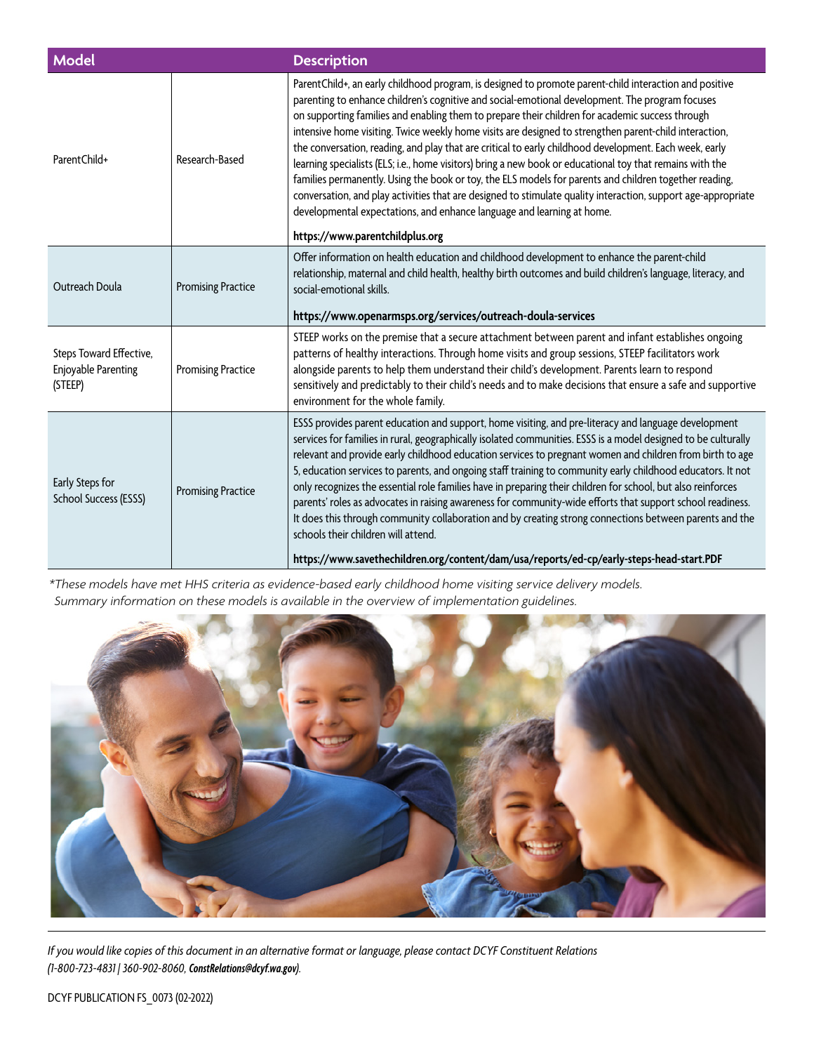| Model | | Description |
|---|---|---|
| ParentChild+ | Research-Based | ParentChild+, an early childhood program, is designed to promote parent-child interaction and positive parenting to enhance children's cognitive and social-emotional development. The program focuses on supporting families and enabling them to prepare their children for academic success through intensive home visiting. Twice weekly home visits are designed to strengthen parent-child interaction, the conversation, reading, and play that are critical to early childhood development. Each week, early learning specialists (ELS; i.e., home visitors) bring a new book or educational toy that remains with the families permanently. Using the book or toy, the ELS models for parents and children together reading, conversation, and play activities that are designed to stimulate quality interaction, support age-appropriate developmental expectations, and enhance language and learning at home. **https://www.parentchildplus.org** |
| Outreach Doula | Promising Practice | Offer information on health education and childhood development to enhance the parent-child relationship, maternal and child health, healthy birth outcomes and build children's language, literacy, and social-emotional skills. **https://www.openarmsps.org/services/outreach-doula-services** |
| Steps Toward Effective, Enjoyable Parenting (STEEP) | Promising Practice | STEEP works on the premise that a secure attachment between parent and infant establishes ongoing patterns of healthy interactions. Through home visits and group sessions, STEEP facilitators work alongside parents to help them understand their child's development. Parents learn to respond sensitively and predictably to their child's needs and to make decisions that ensure a safe and supportive environment for the whole family. |
| Early Steps for School Success (ESSS) | Promising Practice | ESSS provides parent education and support, home visiting, and pre-literacy and language development services for families in rural, geographically isolated communities. ESSS is a model designed to be culturally relevant and provide early childhood education services to pregnant women and children from birth to age 5, education services to parents, and ongoing staff training to community early childhood educators. It not only recognizes the essential role families have in preparing their children for school, but also reinforces parents' roles as advocates in raising awareness for community-wide efforts that support school readiness. It does this through community collaboration and by creating strong connections between parents and the schools their children will attend. **https://www.savethechildren.org/content/dam/usa/reports/ed-cp/early-steps-head-start.PDF** |

*\*These models have met HHS criteria as evidence-based early childhood home visiting service delivery models. Summary information on these models is available in the overview of implementation guidelines.*

*If you would like copies of this document in an alternative format or language, please contact DCYF Constituent Relations (1-800-723-4831 | 360-902-8060, **ConstRelations@dcyf.wa.gov**).*

DCYF PUBLICATION FS_0073 (02-2022)